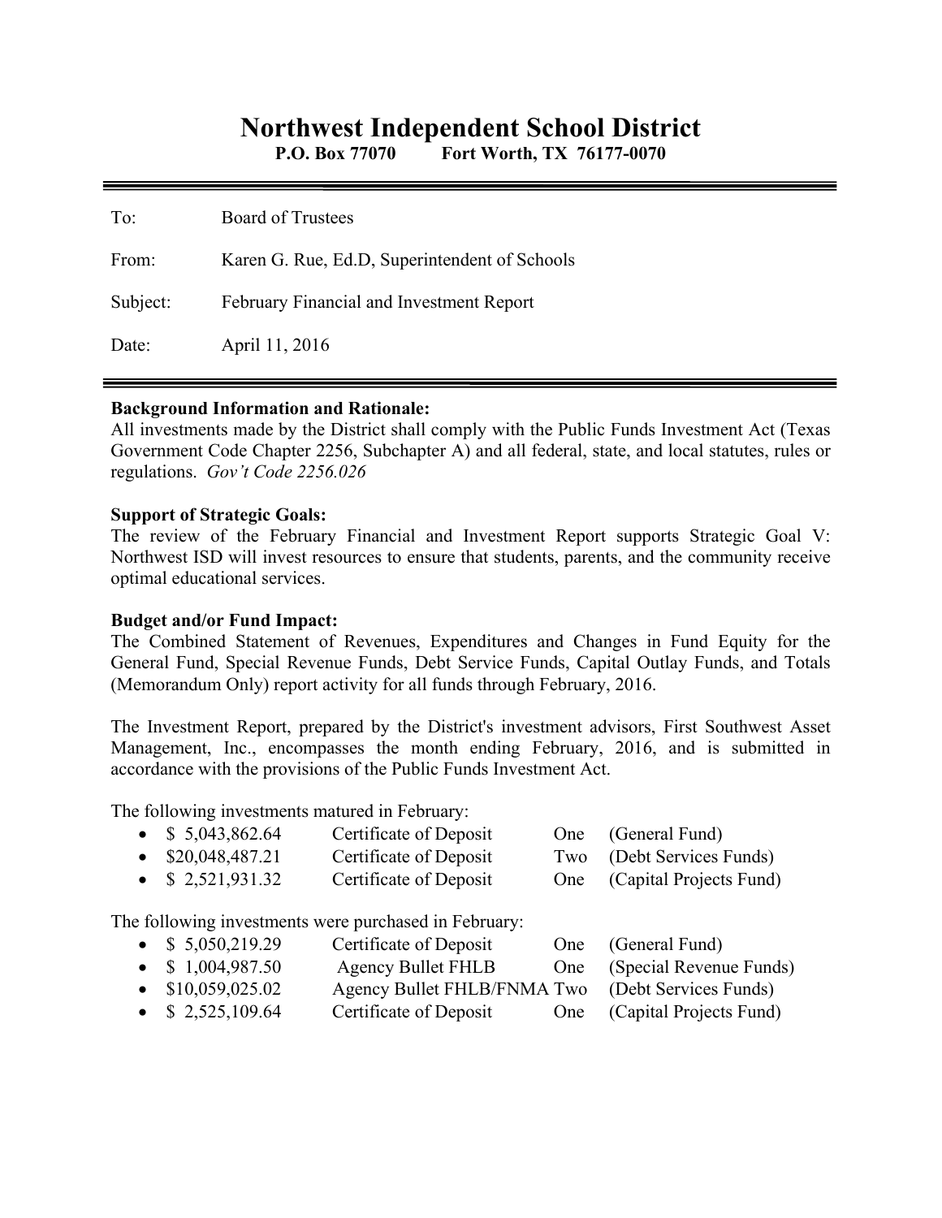# Northwest Independent School District

**P.O. Box 77070 Fort Worth, TX 76177-0070**

| | |
|---|---|
| To: | Board of Trustees |
| From: | Karen G. Rue, Ed.D, Superintendent of Schools |
| Subject: | February Financial and Investment Report |
| Date: | April 11, 2016 |

**Background Information and Rationale:**
All investments made by the District shall comply with the Public Funds Investment Act (Texas Government Code Chapter 2256, Subchapter A) and all federal, state, and local statutes, rules or regulations. *Gov't Code 2256.026*

**Support of Strategic Goals:**
The review of the February Financial and Investment Report supports Strategic Goal V: Northwest ISD will invest resources to ensure that students, parents, and the community receive optimal educational services.

**Budget and/or Fund Impact:**
The Combined Statement of Revenues, Expenditures and Changes in Fund Equity for the General Fund, Special Revenue Funds, Debt Service Funds, Capital Outlay Funds, and Totals (Memorandum Only) report activity for all funds through February, 2016.

The Investment Report, prepared by the District's investment advisors, First Southwest Asset Management, Inc., encompasses the month ending February, 2016, and is submitted in accordance with the provisions of the Public Funds Investment Act.

The following investments matured in February:

- $ 5,043,862.64 Certificate of Deposit One (General Fund)
- $20,048,487.21 Certificate of Deposit Two (Debt Services Funds)
- $ 2,521,931.32 Certificate of Deposit One (Capital Projects Fund)

The following investments were purchased in February:

- $ 5,050,219.29 Certificate of Deposit One (General Fund)
- $ 1,004,987.50 Agency Bullet FHLB One (Special Revenue Funds)
- $10,059,025.02 Agency Bullet FHLB/FNMA Two (Debt Services Funds)
- $ 2,525,109.64 Certificate of Deposit One (Capital Projects Fund)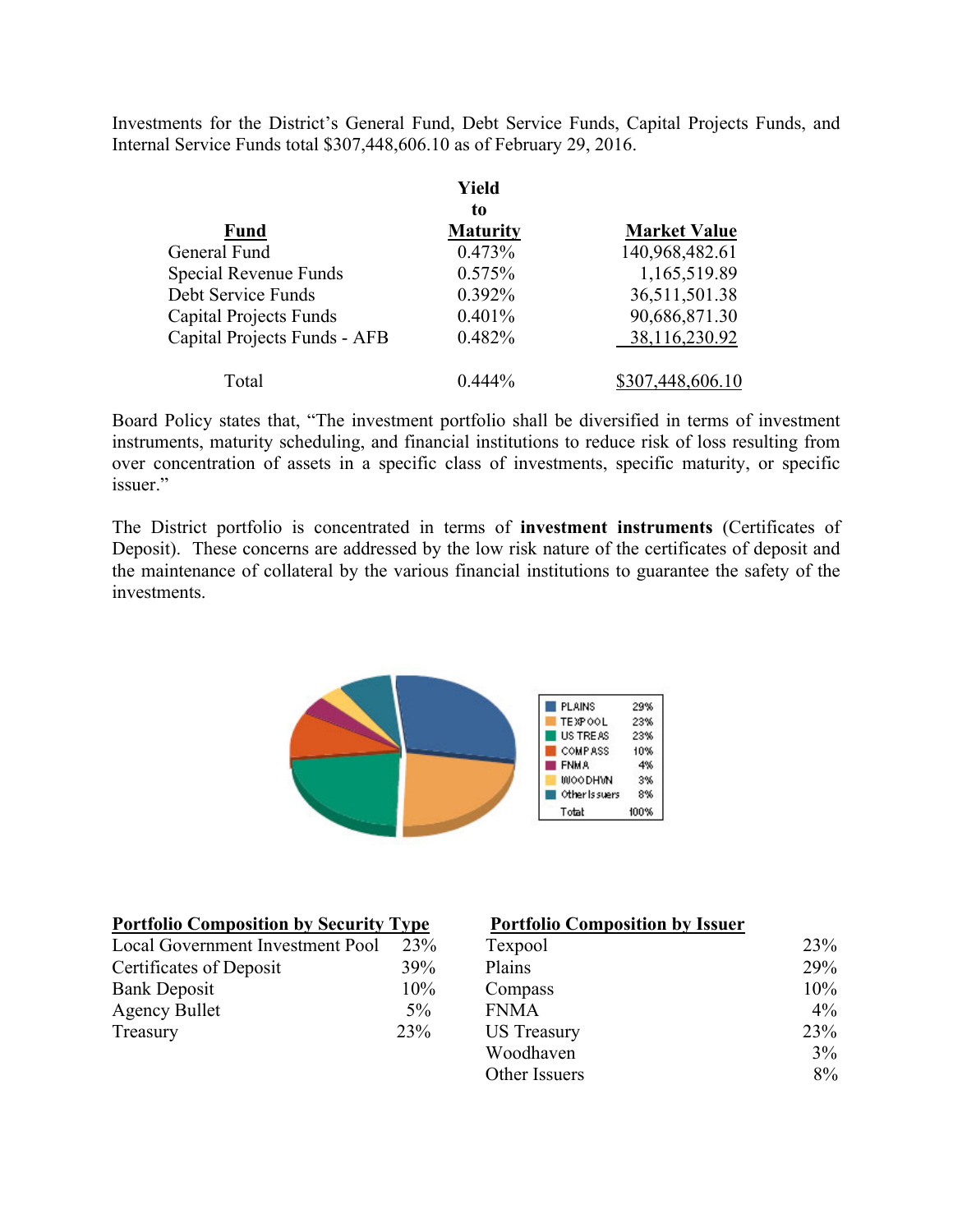Investments for the District's General Fund, Debt Service Funds, Capital Projects Funds, and Internal Service Funds total $307,448,606.10 as of February 29, 2016.

| Fund | Yield to Maturity | Market Value |
|---|---|---|
| General Fund | 0.473% | 140,968,482.61 |
| Special Revenue Funds | 0.575% | 1,165,519.89 |
| Debt Service Funds | 0.392% | 36,511,501.38 |
| Capital Projects Funds | 0.401% | 90,686,871.30 |
| Capital Projects Funds - AFB | 0.482% | 38,116,230.92 |
| Total | 0.444% | $307,448,606.10 |

Board Policy states that, "The investment portfolio shall be diversified in terms of investment instruments, maturity scheduling, and financial institutions to reduce risk of loss resulting from over concentration of assets in a specific class of investments, specific maturity, or specific issuer."

The District portfolio is concentrated in terms of **investment instruments** (Certificates of Deposit). These concerns are addressed by the low risk nature of the certificates of deposit and the maintenance of collateral by the various financial institutions to guarantee the safety of the investments.

| | |
|---|---|
| PLAINS | 29% |
| TEXPOOL | 23% |
| US TREAS | 23% |
| COMPASS | 10% |
| FNMA | 4% |
| WOODHVN | 3% |
| Other Issuers | 8% |
| Total | 100% |

| Portfolio Composition by Security Type | |
|---|---|
| Local Government Investment Pool | 23% |
| Certificates of Deposit | 39% |
| Bank Deposit | 10% |
| Agency Bullet | 5% |
| Treasury | 23% |

| Portfolio Composition by Issuer | |
|---|---|
| Texpool | 23% |
| Plains | 29% |
| Compass | 10% |
| FNMA | 4% |
| US Treasury | 23% |
| Woodhaven | 3% |
| Other Issuers | 8% |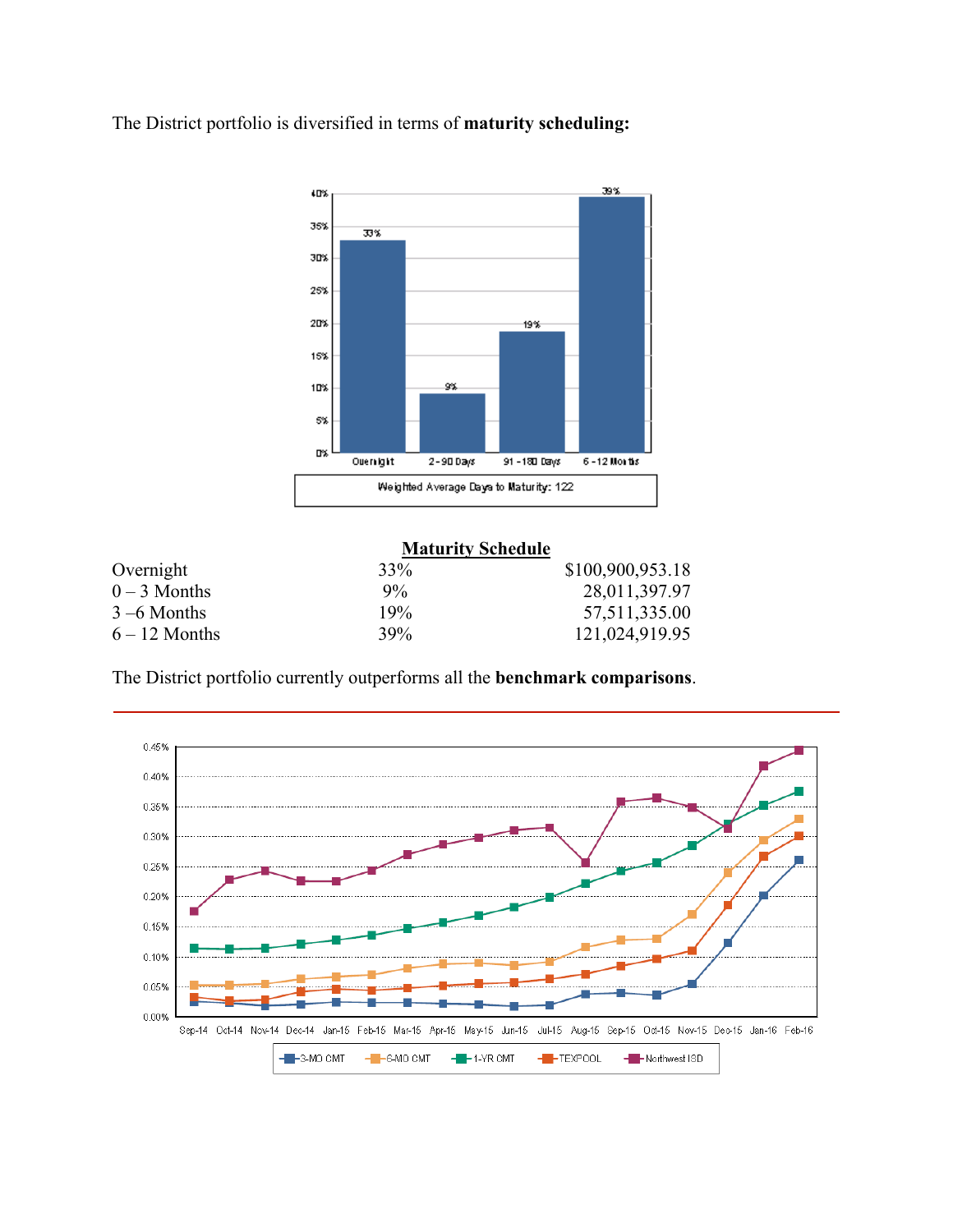The District portfolio is diversified in terms of **maturity scheduling:**

**Maturity Schedule**

| | | |
|---|---|---|
| Overnight | 33% | $100,900,953.18 |
| 0 – 3 Months | 9% | 28,011,397.97 |
| 3 –6 Months | 19% | 57,511,335.00 |
| 6 – 12 Months | 39% | 121,024,919.95 |

The District portfolio currently outperforms all the **benchmark comparisons**.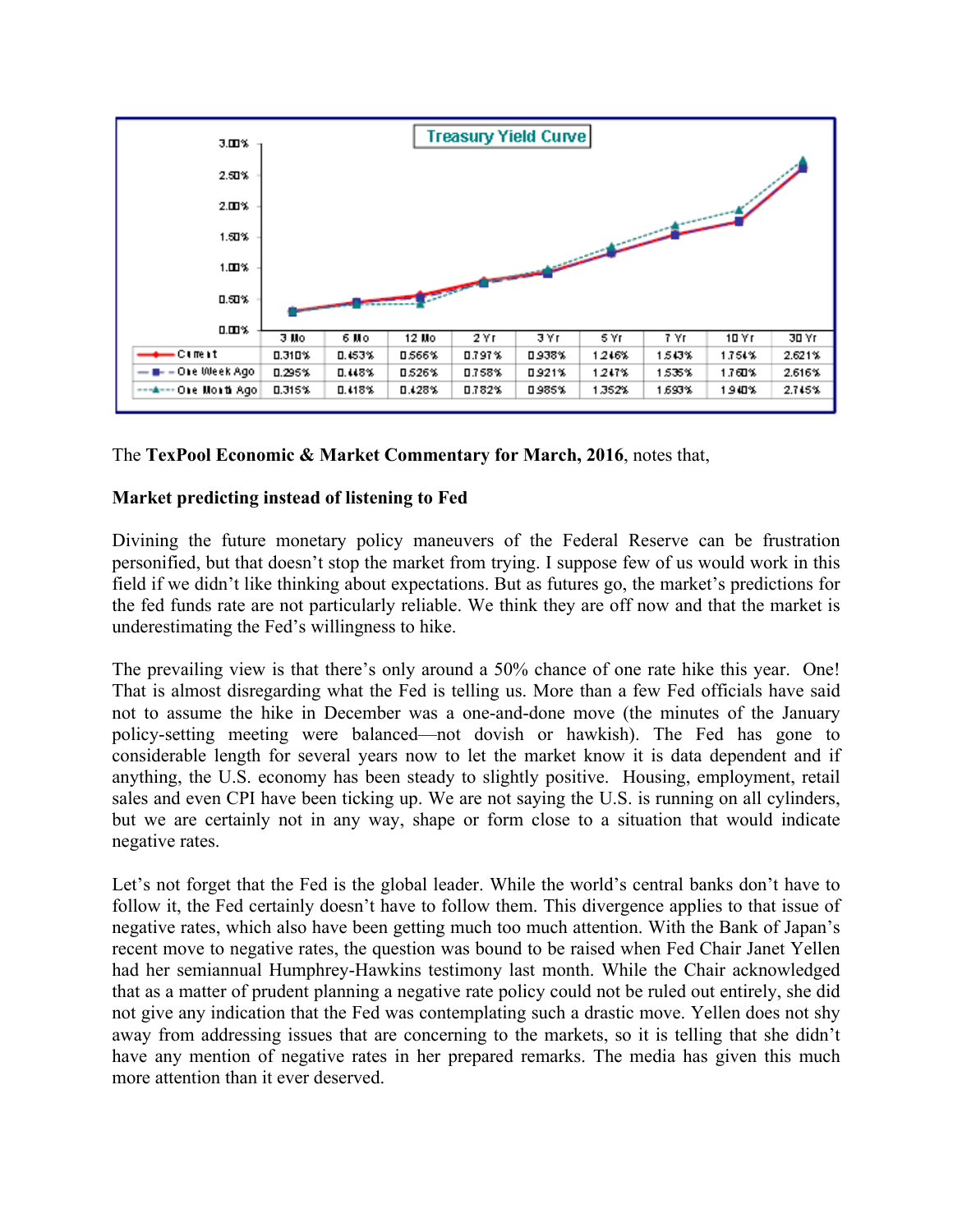**Treasury Yield Curve**

| | 3 Mo | 6 Mo | 12 Mo | 2 Yr | 3 Yr | 5 Yr | 7 Yr | 10 Yr | 30 Yr |
|---|---|---|---|---|---|---|---|---|---|
| Current | 0.310% | 0.453% | 0.566% | 0.797% | 0.938% | 1.246% | 1.543% | 1.754% | 2.621% |
| One Week Ago | 0.295% | 0.448% | 0.526% | 0.758% | 0.921% | 1.247% | 1.535% | 1.760% | 2.616% |
| One Month Ago | 0.315% | 0.418% | 0.428% | 0.782% | 0.985% | 1.352% | 1.693% | 1.940% | 2.745% |

The **TexPool Economic & Market Commentary for March, 2016**, notes that,

**Market predicting instead of listening to Fed**

Divining the future monetary policy maneuvers of the Federal Reserve can be frustration personified, but that doesn't stop the market from trying. I suppose few of us would work in this field if we didn't like thinking about expectations. But as futures go, the market's predictions for the fed funds rate are not particularly reliable. We think they are off now and that the market is underestimating the Fed's willingness to hike.

The prevailing view is that there's only around a 50% chance of one rate hike this year. One! That is almost disregarding what the Fed is telling us. More than a few Fed officials have said not to assume the hike in December was a one-and-done move (the minutes of the January policy-setting meeting were balanced—not dovish or hawkish). The Fed has gone to considerable length for several years now to let the market know it is data dependent and if anything, the U.S. economy has been steady to slightly positive. Housing, employment, retail sales and even CPI have been ticking up. We are not saying the U.S. is running on all cylinders, but we are certainly not in any way, shape or form close to a situation that would indicate negative rates.

Let's not forget that the Fed is the global leader. While the world's central banks don't have to follow it, the Fed certainly doesn't have to follow them. This divergence applies to that issue of negative rates, which also have been getting much too much attention. With the Bank of Japan's recent move to negative rates, the question was bound to be raised when Fed Chair Janet Yellen had her semiannual Humphrey-Hawkins testimony last month. While the Chair acknowledged that as a matter of prudent planning a negative rate policy could not be ruled out entirely, she did not give any indication that the Fed was contemplating such a drastic move. Yellen does not shy away from addressing issues that are concerning to the markets, so it is telling that she didn't have any mention of negative rates in her prepared remarks. The media has given this much more attention than it ever deserved.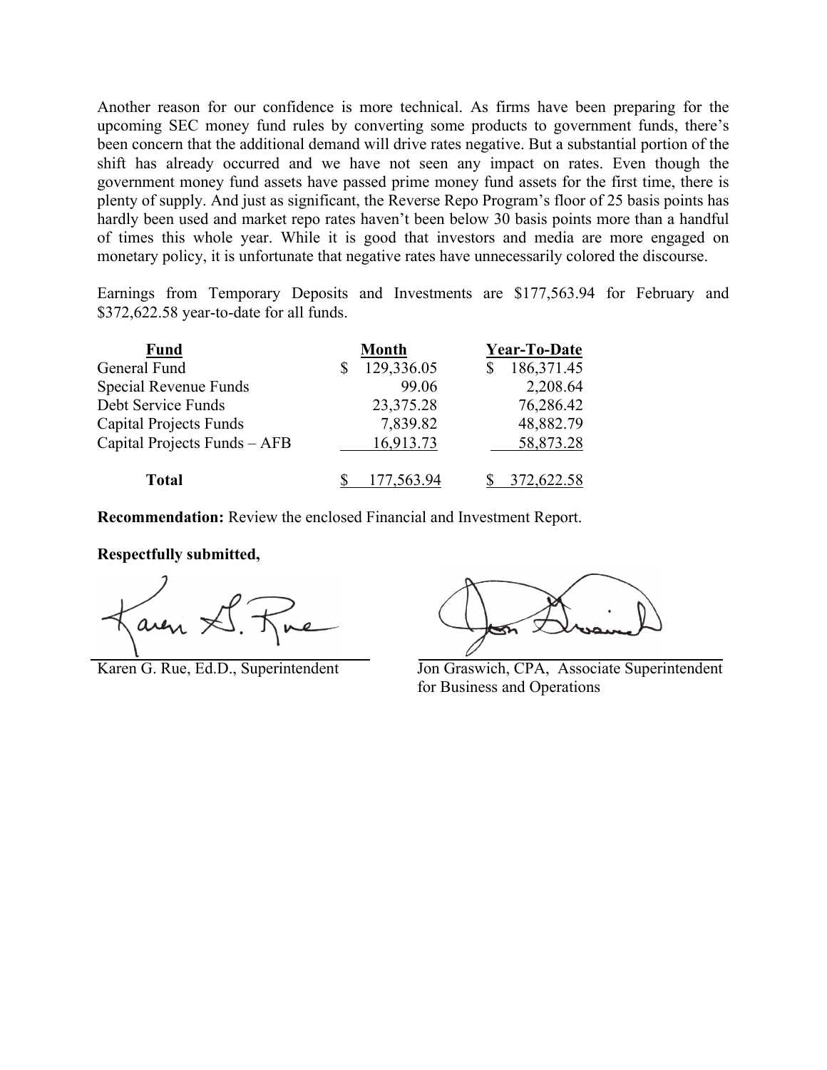Another reason for our confidence is more technical. As firms have been preparing for the upcoming SEC money fund rules by converting some products to government funds, there's been concern that the additional demand will drive rates negative. But a substantial portion of the shift has already occurred and we have not seen any impact on rates. Even though the government money fund assets have passed prime money fund assets for the first time, there is plenty of supply. And just as significant, the Reverse Repo Program's floor of 25 basis points has hardly been used and market repo rates haven't been below 30 basis points more than a handful of times this whole year. While it is good that investors and media are more engaged on monetary policy, it is unfortunate that negative rates have unnecessarily colored the discourse.

Earnings from Temporary Deposits and Investments are $177,563.94 for February and $372,622.58 year-to-date for all funds.

| Fund | Month | Year-To-Date |
|---|---|---|
| General Fund | $ 129,336.05 | $ 186,371.45 |
| Special Revenue Funds | 99.06 | 2,208.64 |
| Debt Service Funds | 23,375.28 | 76,286.42 |
| Capital Projects Funds | 7,839.82 | 48,882.79 |
| Capital Projects Funds – AFB | 16,913.73 | 58,873.28 |
| **Total** | $ 177,563.94 | $ 372,622.58 |

**Recommendation:** Review the enclosed Financial and Investment Report.

**Respectfully submitted,**

Karen G. Rue, Ed.D., Superintendent

Jon Graswich, CPA, Associate Superintendent for Business and Operations